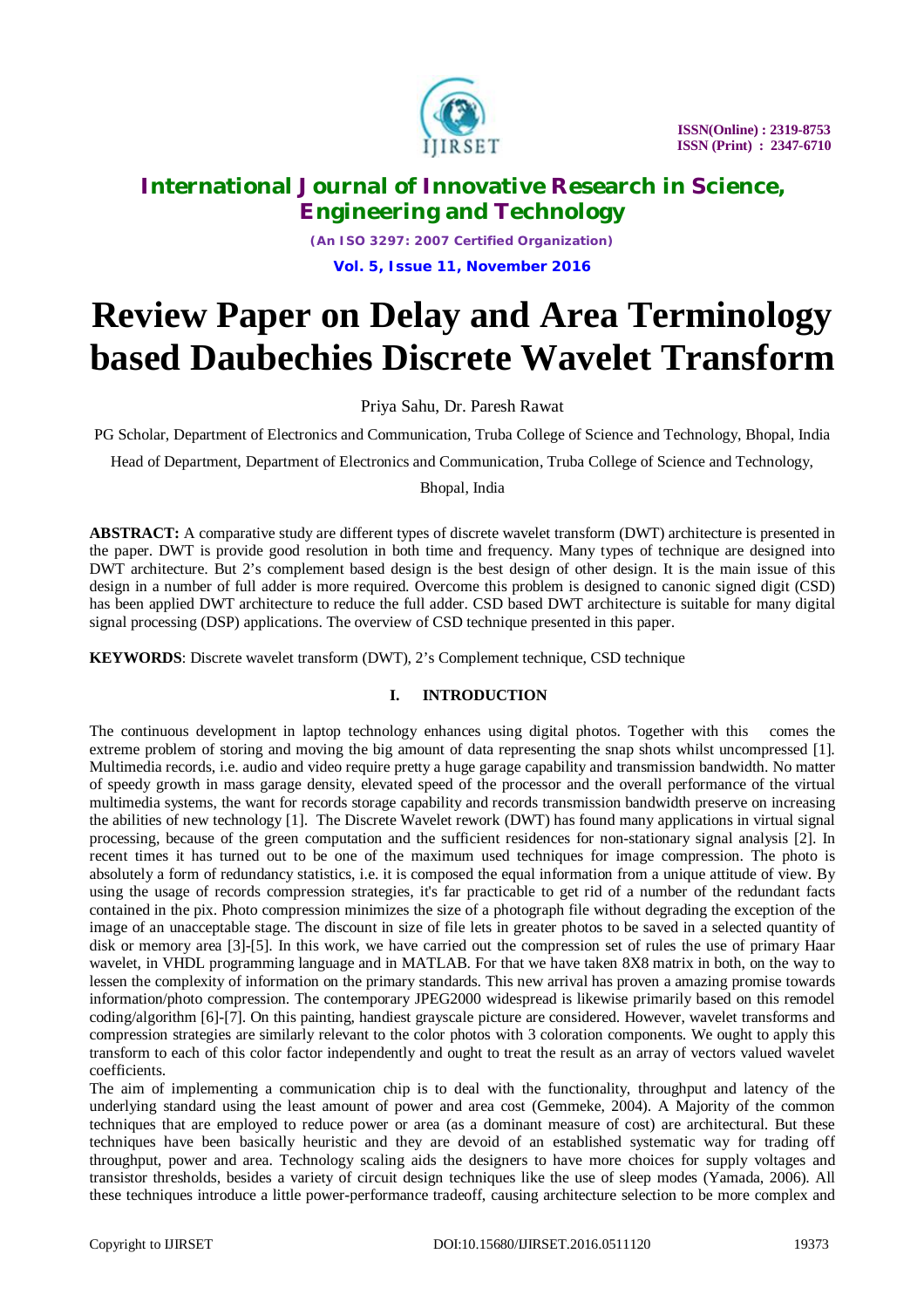# Review Paper on Delay and Area Terminology based Daubechies Discrete Wavelet Transform

Priya Sahu, Dr. Paresh Rawat

PG Scholar, Department of Electronics and Communication, Truba College of Science and Technology, Bhopal, India

Head of Department, Department of Electronics and Communication, Truba College of Science and Technology, Bhopal, India

**ABSTRACT:** A comparative study are different types of discrete wavelet transform (DWT) architecture is presented in the paper. DWT is provide good resolution in both time and frequency. Many types of technique are designed into DWT architecture. But 2's complement based design is the best design of other design. It is the main issue of this design in a number of full adder is more required. Overcome this problem is designed to canonic signed digit (CSD) has been applied DWT architecture to reduce the full adder. CSD based DWT architecture is suitable for many digital signal processing (DSP) applications. The overview of CSD technique presented in this paper.

**KEYWORDS**: Discrete wavelet transform (DWT), 2's Complement technique, CSD technique

## I. INTRODUCTION

The continuous development in laptop technology enhances using digital photos. Together with this comes the extreme problem of storing and moving the big amount of data representing the snap shots whilst uncompressed [1]. Multimedia records, i.e. audio and video require pretty a huge garage capability and transmission bandwidth. No matter of speedy growth in mass garage density, elevated speed of the processor and the overall performance of the virtual multimedia systems, the want for records storage capability and records transmission bandwidth preserve on increasing the abilities of new technology [1]. The Discrete Wavelet rework (DWT) has found many applications in virtual signal processing, because of the green computation and the sufficient residences for non-stationary signal analysis [2]. In recent times it has turned out to be one of the maximum used techniques for image compression. The photo is absolutely a form of redundancy statistics, i.e. it is composed the equal information from a unique attitude of view. By using the usage of records compression strategies, it's far practicable to get rid of a number of the redundant facts contained in the pix. Photo compression minimizes the size of a photograph file without degrading the exception of the image of an unacceptable stage. The discount in size of file lets in greater photos to be saved in a selected quantity of disk or memory area [3]-[5]. In this work, we have carried out the compression set of rules the use of primary Haar wavelet, in VHDL programming language and in MATLAB. For that we have taken 8X8 matrix in both, on the way to lessen the complexity of information on the primary standards. This new arrival has proven a amazing promise towards information/photo compression. The contemporary JPEG2000 widespread is likewise primarily based on this remodel coding/algorithm [6]-[7]. On this painting, handiest grayscale picture are considered. However, wavelet transforms and compression strategies are similarly relevant to the color photos with 3 coloration components. We ought to apply this transform to each of this color factor independently and ought to treat the result as an array of vectors valued wavelet coefficients.

The aim of implementing a communication chip is to deal with the functionality, throughput and latency of the underlying standard using the least amount of power and area cost (Gemmeke, 2004). A Majority of the common techniques that are employed to reduce power or area (as a dominant measure of cost) are architectural. But these techniques have been basically heuristic and they are devoid of an established systematic way for trading off throughput, power and area. Technology scaling aids the designers to have more choices for supply voltages and transistor thresholds, besides a variety of circuit design techniques like the use of sleep modes (Yamada, 2006). All these techniques introduce a little power-performance tradeoff, causing architecture selection to be more complex and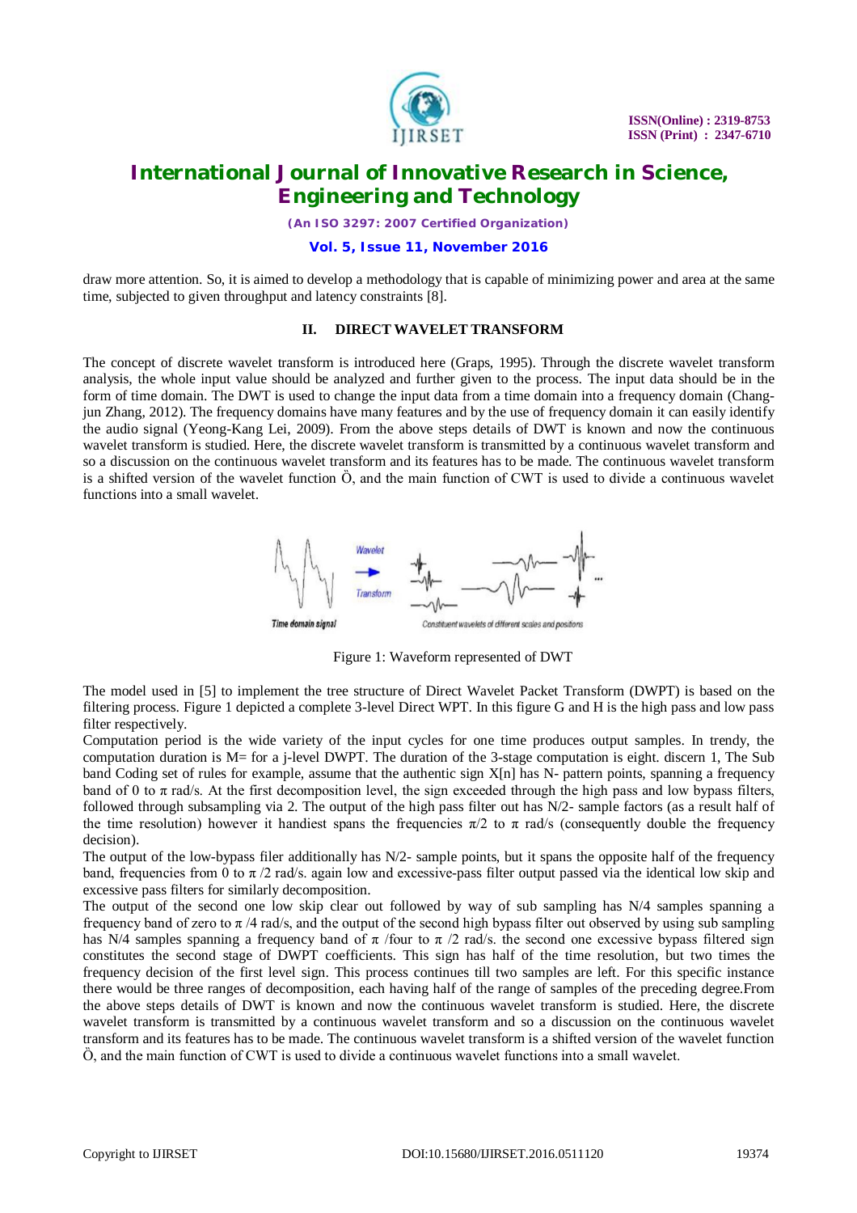draw more attention. So, it is aimed to develop a methodology that is capable of minimizing power and area at the same time, subjected to given throughput and latency constraints [8].

## II. DIRECT WAVELET TRANSFORM

The concept of discrete wavelet transform is introduced here (Graps, 1995). Through the discrete wavelet transform analysis, the whole input value should be analyzed and further given to the process. The input data should be in the form of time domain. The DWT is used to change the input data from a time domain into a frequency domain (Chang-jun Zhang, 2012). The frequency domains have many features and by the use of frequency domain it can easily identify the audio signal (Yeong-Kang Lei, 2009). From the above steps details of DWT is known and now the continuous wavelet transform is studied. Here, the discrete wavelet transform is transmitted by a continuous wavelet transform and so a discussion on the continuous wavelet transform and its features has to be made. The continuous wavelet transform is a shifted version of the wavelet function Ö, and the main function of CWT is used to divide a continuous wavelet functions into a small wavelet.

Time domain signal — Wavelet Transform — Constituent wavelets of different scales and positions

Figure 1: Waveform represented of DWT

The model used in [5] to implement the tree structure of Direct Wavelet Packet Transform (DWPT) is based on the filtering process. Figure 1 depicted a complete 3-level Direct WPT. In this figure G and H is the high pass and low pass filter respectively.

Computation period is the wide variety of the input cycles for one time produces output samples. In trendy, the computation duration is M= for a j-level DWPT. The duration of the 3-stage computation is eight. discern 1, The Sub band Coding set of rules for example, assume that the authentic sign X[n] has N- pattern points, spanning a frequency band of 0 to π rad/s. At the first decomposition level, the sign exceeded through the high pass and low bypass filters, followed through subsampling via 2. The output of the high pass filter out has N/2- sample factors (as a result half of the time resolution) however it handiest spans the frequencies π/2 to π rad/s (consequently double the frequency decision).

The output of the low-bypass filer additionally has N/2- sample points, but it spans the opposite half of the frequency band, frequencies from 0 to π /2 rad/s. again low and excessive-pass filter output passed via the identical low skip and excessive pass filters for similarly decomposition.

The output of the second one low skip clear out followed by way of sub sampling has N/4 samples spanning a frequency band of zero to π /4 rad/s, and the output of the second high bypass filter out observed by using sub sampling has N/4 samples spanning a frequency band of π /four to π /2 rad/s. the second one excessive bypass filtered sign constitutes the second stage of DWPT coefficients. This sign has half of the time resolution, but two times the frequency decision of the first level sign. This process continues till two samples are left. For this specific instance there would be three ranges of decomposition, each having half of the range of samples of the preceding degree.From the above steps details of DWT is known and now the continuous wavelet transform is studied. Here, the discrete wavelet transform is transmitted by a continuous wavelet transform and so a discussion on the continuous wavelet transform and its features has to be made. The continuous wavelet transform is a shifted version of the wavelet function Ö, and the main function of CWT is used to divide a continuous wavelet functions into a small wavelet.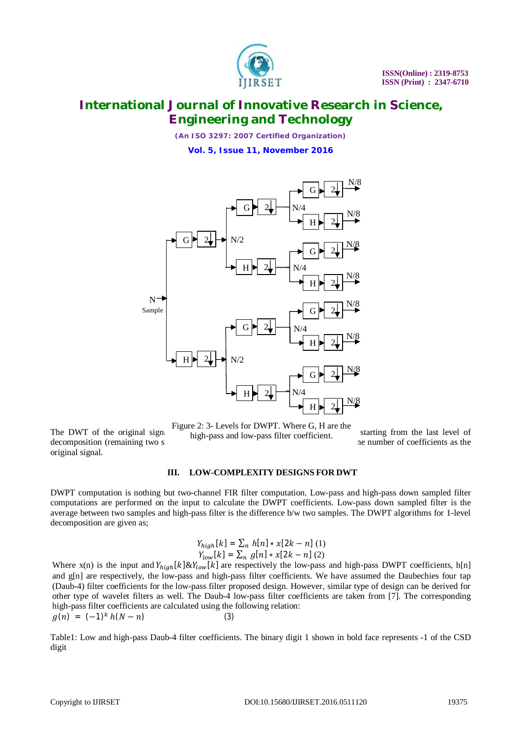Figure 2: 3- Levels for DWPT. Where G, H are the high-pass and low-pass filter coefficient.

The DWT of the original sign... starting from the last level of decomposition (remaining two s... ...ne number of coefficients as the original signal.

## III. LOW-COMPLEXITY DESIGNS FOR DWT

DWPT computation is nothing but two-channel FIR filter computation. Low-pass and high-pass down sampled filter computations are performed on the input to calculate the DWPT coefficients. Low-pass down sampled filter is the average between two samples and high-pass filter is the difference b/w two samples. The DWPT algorithms for 1-level decomposition are given as;

$$Y_{high}[k] = \sum_n h[n] * x[2k-n] \quad (1)$$

$$Y_{low}[k] = \sum_n g[n] * x[2k-n] \quad (2)$$

Where x(n) is the input and $Y_{high}[k]$&$Y_{low}[k]$ are respectively the low-pass and high-pass DWPT coefficients, h[n] and g[n] are respectively, the low-pass and high-pass filter coefficients. We have assumed the Daubechies four tap (Daub-4) filter coefficients for the low-pass filter proposed design. However, similar type of design can be derived for other type of wavelet filters as well. The Daub-4 low-pass filter coefficients are taken from [7]. The corresponding high-pass filter coefficients are calculated using the following relation:

$$g(n) = (-1)^k h(N-n) \quad (3)$$

Table1: Low and high-pass Daub-4 filter coefficients. The binary digit 1 shown in bold face represents -1 of the CSD digit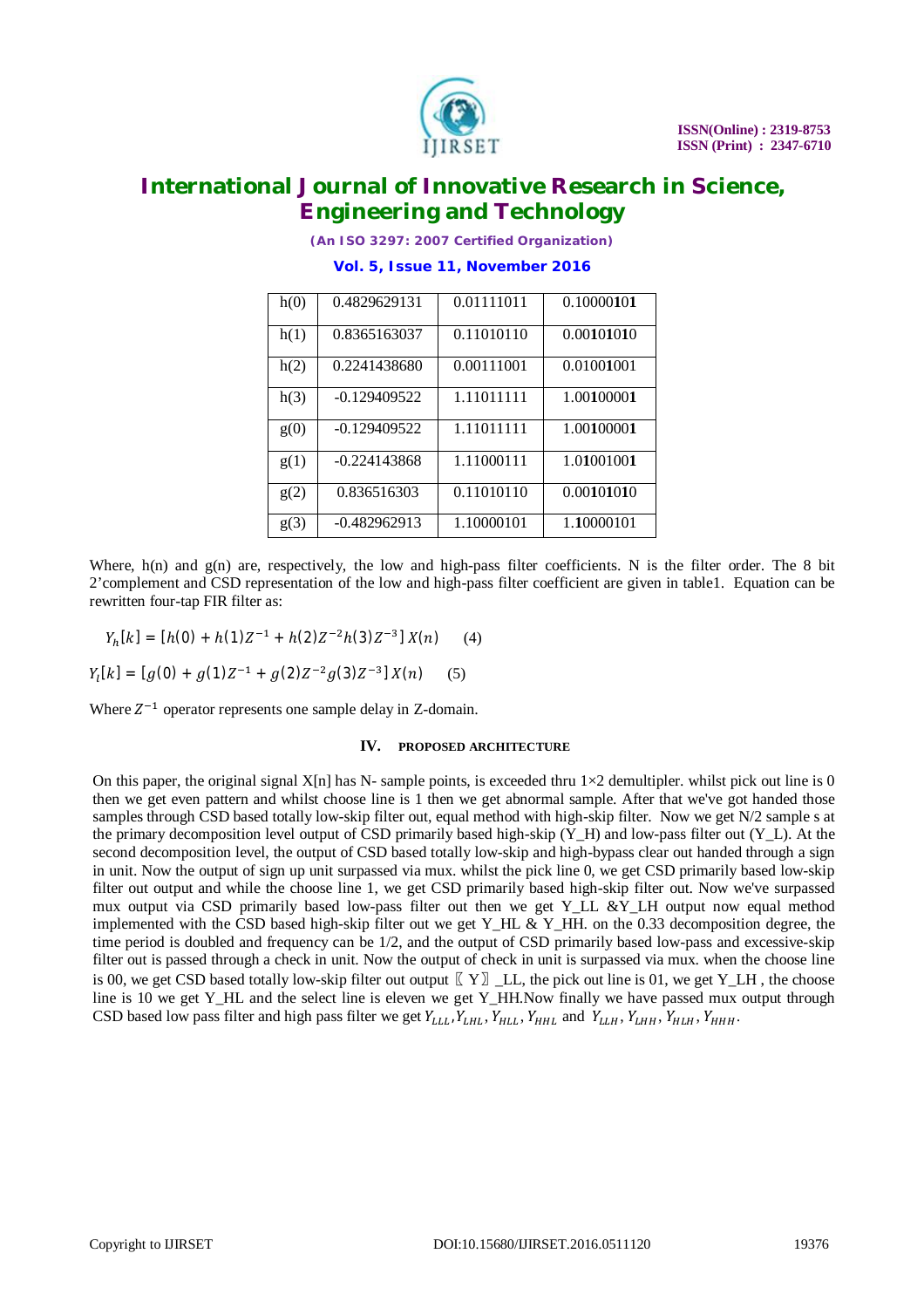| h(0) | 0.4829629131 | 0.01111011 | 0.10000**1**0**1** |
|---|---|---|---|
| h(1) | 0.8365163037 | 0.11010110 | 0.00**1**0**1**0**1**0 |
| h(2) | 0.2241438680 | 0.00111001 | 0.0100**1**001 |
| h(3) | -0.129409522 | 1.11011111 | 1.00**1**0000**1** |
| g(0) | -0.129409522 | 1.11011111 | 1.00**1**0000**1** |
| g(1) | -0.224143868 | 1.11000111 | 1.0**1**00100**1** |
| g(2) | 0.836516303 | 0.11010110 | 0.00**1**0**1**0**1**0 |
| g(3) | -0.482962913 | 1.10000101 | 1.**1**0000101 |

Where, h(n) and g(n) are, respectively, the low and high-pass filter coefficients. N is the filter order. The 8 bit 2'complement and CSD representation of the low and high-pass filter coefficient are given in table1. Equation can be rewritten four-tap FIR filter as:

$$Y_h[k] = [h(0) + h(1)Z^{-1} + h(2)Z^{-2}h(3)Z^{-3}]\,X(n) \qquad (4)$$

$$Y_l[k] = [g(0) + g(1)Z^{-1} + g(2)Z^{-2}g(3)Z^{-3}]\,X(n) \qquad (5)$$

Where $Z^{-1}$ operator represents one sample delay in Z-domain.

### IV. PROPOSED ARCHITECTURE

On this paper, the original signal X[n] has N- sample points, is exceeded thru 1×2 demultipler. whilst pick out line is 0 then we get even pattern and whilst choose line is 1 then we get abnormal sample. After that we've got handed those samples through CSD based totally low-skip filter out, equal method with high-skip filter. Now we get N/2 sample s at the primary decomposition level output of CSD primarily based high-skip (Y_H) and low-pass filter out (Y_L). At the second decomposition level, the output of CSD based totally low-skip and high-bypass clear out handed through a sign in unit. Now the output of sign up unit surpassed via mux. whilst the pick line 0, we get CSD primarily based low-skip filter out output and while the choose line 1, we get CSD primarily based high-skip filter out. Now we've surpassed mux output via CSD primarily based low-pass filter out then we get Y_LL &Y_LH output now equal method implemented with the CSD based high-skip filter out we get Y_HL & Y_HH. on the 0.33 decomposition degree, the time period is doubled and frequency can be 1/2, and the output of CSD primarily based low-pass and excessive-skip filter out is passed through a check in unit. Now the output of check in unit is surpassed via mux. when the choose line is 00, we get CSD based totally low-skip filter out output 〖Y〗_LL, the pick out line is 01, we get Y_LH , the choose line is 10 we get Y_HL and the select line is eleven we get Y_HH.Now finally we have passed mux output through CSD based low pass filter and high pass filter we get $Y_{LLL}$,$Y_{LHL}$, $Y_{HLL}$, $Y_{HHL}$ and $Y_{LLH}$, $Y_{LHH}$, $Y_{HLH}$, $Y_{HHH}$.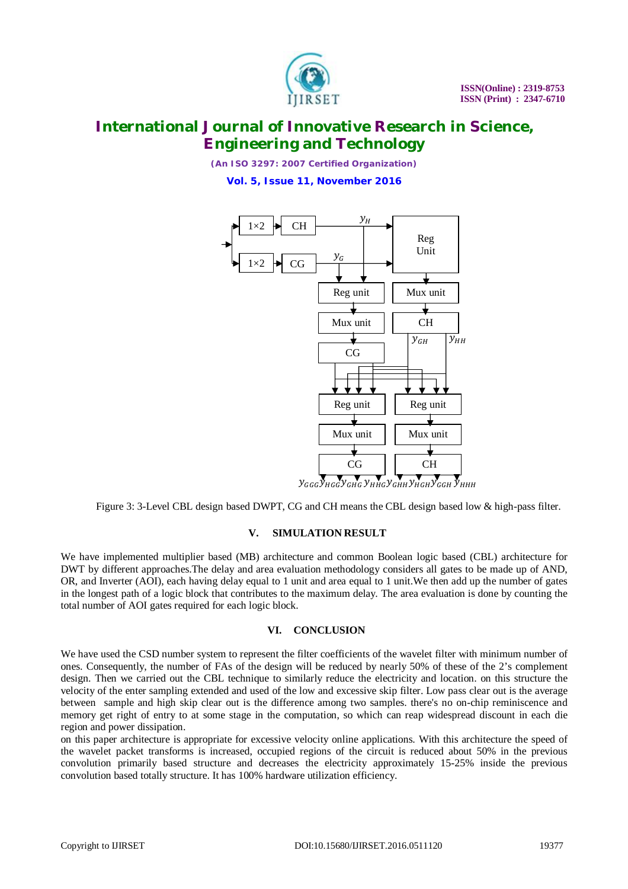Figure 3: 3-Level CBL design based DWPT, CG and CH means the CBL design based low & high-pass filter.

## V. SIMULATION RESULT

We have implemented multiplier based (MB) architecture and common Boolean logic based (CBL) architecture for DWT by different approaches.The delay and area evaluation methodology considers all gates to be made up of AND, OR, and Inverter (AOI), each having delay equal to 1 unit and area equal to 1 unit.We then add up the number of gates in the longest path of a logic block that contributes to the maximum delay. The area evaluation is done by counting the total number of AOI gates required for each logic block.

## VI. CONCLUSION

We have used the CSD number system to represent the filter coefficients of the wavelet filter with minimum number of ones. Consequently, the number of FAs of the design will be reduced by nearly 50% of these of the 2's complement design. Then we carried out the CBL technique to similarly reduce the electricity and location. on this structure the velocity of the enter sampling extended and used of the low and excessive skip filter. Low pass clear out is the average between sample and high skip clear out is the difference among two samples. there's no on-chip reminiscence and memory get right of entry to at some stage in the computation, so which can reap widespread discount in each die region and power dissipation.

on this paper architecture is appropriate for excessive velocity online applications. With this architecture the speed of the wavelet packet transforms is increased, occupied regions of the circuit is reduced about 50% in the previous convolution primarily based structure and decreases the electricity approximately 15-25% inside the previous convolution based totally structure. It has 100% hardware utilization efficiency.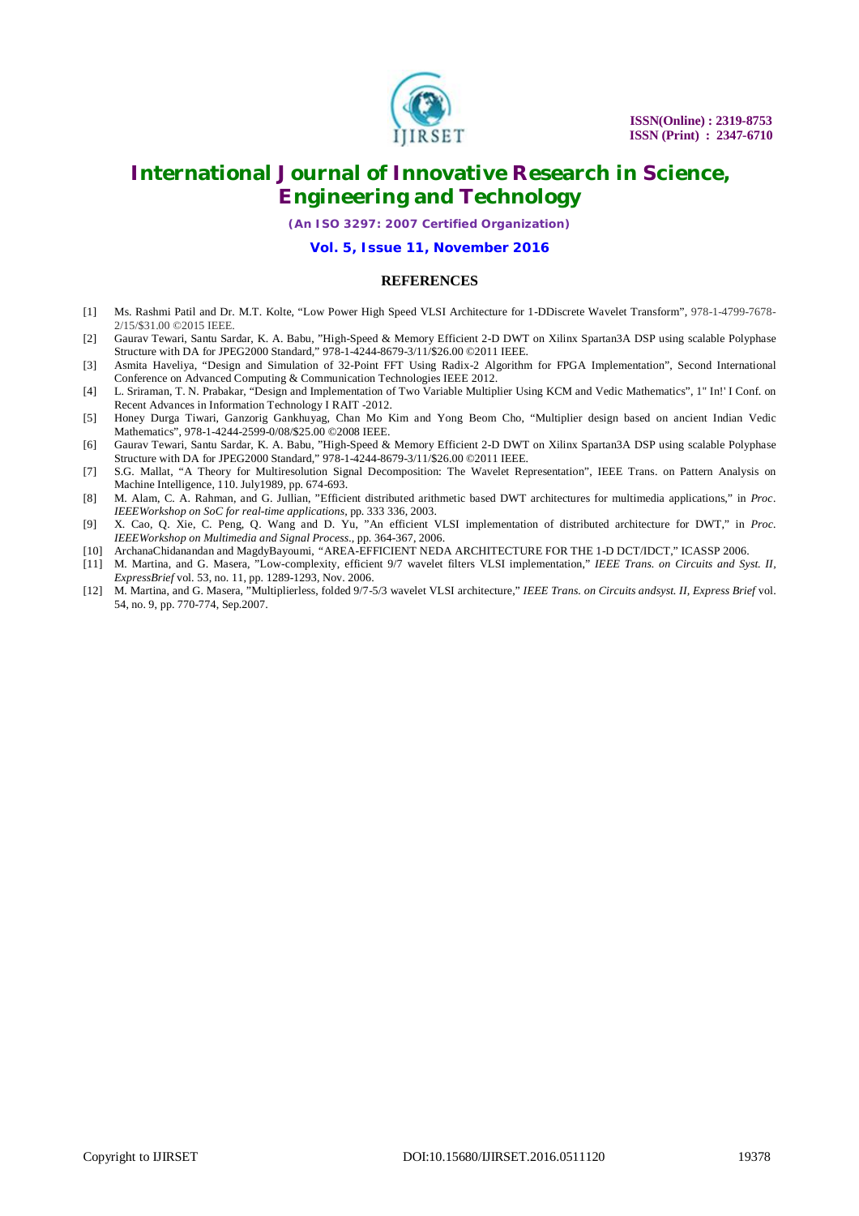## REFERENCES

[1] Ms. Rashmi Patil and Dr. M.T. Kolte, "Low Power High Speed VLSI Architecture for 1-DDiscrete Wavelet Transform", 978-1-4799-7678-2/15/$31.00 ©2015 IEEE.

[2] Gaurav Tewari, Santu Sardar, K. A. Babu, "High-Speed & Memory Efficient 2-D DWT on Xilinx Spartan3A DSP using scalable Polyphase Structure with DA for JPEG2000 Standard," 978-1-4244-8679-3/11/$26.00 ©2011 IEEE.

[3] Asmita Haveliya, "Design and Simulation of 32-Point FFT Using Radix-2 Algorithm for FPGA Implementation", Second International Conference on Advanced Computing & Communication Technologies IEEE 2012.

[4] L. Sriraman, T. N. Prabakar, "Design and Implementation of Two Variable Multiplier Using KCM and Vedic Mathematics", 1" In!' I Conf. on Recent Advances in Information Technology I RAIT -2012.

[5] Honey Durga Tiwari, Ganzorig Gankhuyag, Chan Mo Kim and Yong Beom Cho, "Multiplier design based on ancient Indian Vedic Mathematics", 978-1-4244-2599-0/08/$25.00 ©2008 IEEE.

[6] Gaurav Tewari, Santu Sardar, K. A. Babu, "High-Speed & Memory Efficient 2-D DWT on Xilinx Spartan3A DSP using scalable Polyphase Structure with DA for JPEG2000 Standard," 978-1-4244-8679-3/11/$26.00 ©2011 IEEE.

[7] S.G. Mallat, "A Theory for Multiresolution Signal Decomposition: The Wavelet Representation", IEEE Trans. on Pattern Analysis on Machine Intelligence, 110. July1989, pp. 674-693.

[8] M. Alam, C. A. Rahman, and G. Jullian, "Efficient distributed arithmetic based DWT architectures for multimedia applications," in *Proc. IEEEWorkshop on SoC for real-time applications*, pp. 333 336, 2003.

[9] X. Cao, Q. Xie, C. Peng, Q. Wang and D. Yu, "An efficient VLSI implementation of distributed architecture for DWT," in *Proc. IEEEWorkshop on Multimedia and Signal Process.*, pp. 364-367, 2006.

[10] ArchanaChidanandan and MagdyBayoumi, "AREA-EFFICIENT NEDA ARCHITECTURE FOR THE 1-D DCT/IDCT," ICASSP 2006.

[11] M. Martina, and G. Masera, "Low-complexity, efficient 9/7 wavelet filters VLSI implementation," *IEEE Trans. on Circuits and Syst. II, ExpressBrief* vol. 53, no. 11, pp. 1289-1293, Nov. 2006.

[12] M. Martina, and G. Masera, "Multiplierless, folded 9/7-5/3 wavelet VLSI architecture," *IEEE Trans. on Circuits andsyst. II, Express Brief* vol. 54, no. 9, pp. 770-774, Sep.2007.